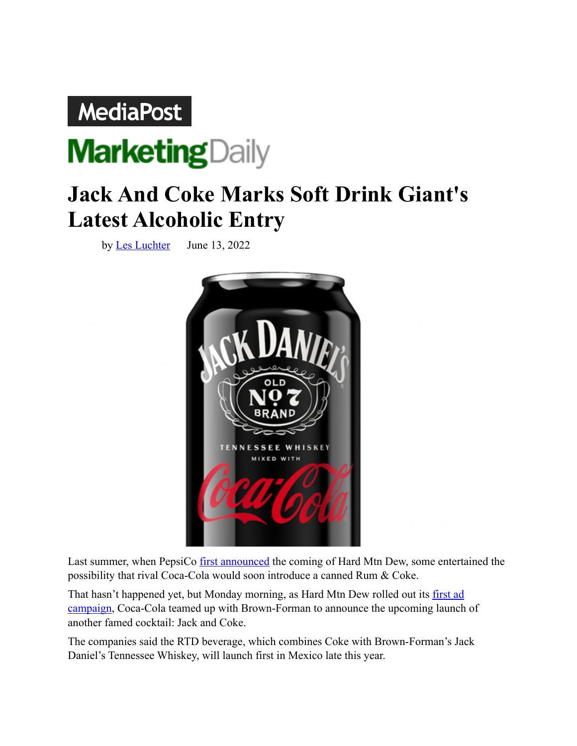MediaPost

MarketingDaily

# Jack And Coke Marks Soft Drink Giant's Latest Alcoholic Entry

by Les Luchter June 13, 2022

Last summer, when PepsiCo first announced the coming of Hard Mtn Dew, some entertained the possibility that rival Coca-Cola would soon introduce a canned Rum & Coke.

That hasn't happened yet, but Monday morning, as Hard Mtn Dew rolled out its first ad campaign, Coca-Cola teamed up with Brown-Forman to announce the upcoming launch of another famed cocktail: Jack and Coke.

The companies said the RTD beverage, which combines Coke with Brown-Forman's Jack Daniel's Tennessee Whiskey, will launch first in Mexico late this year.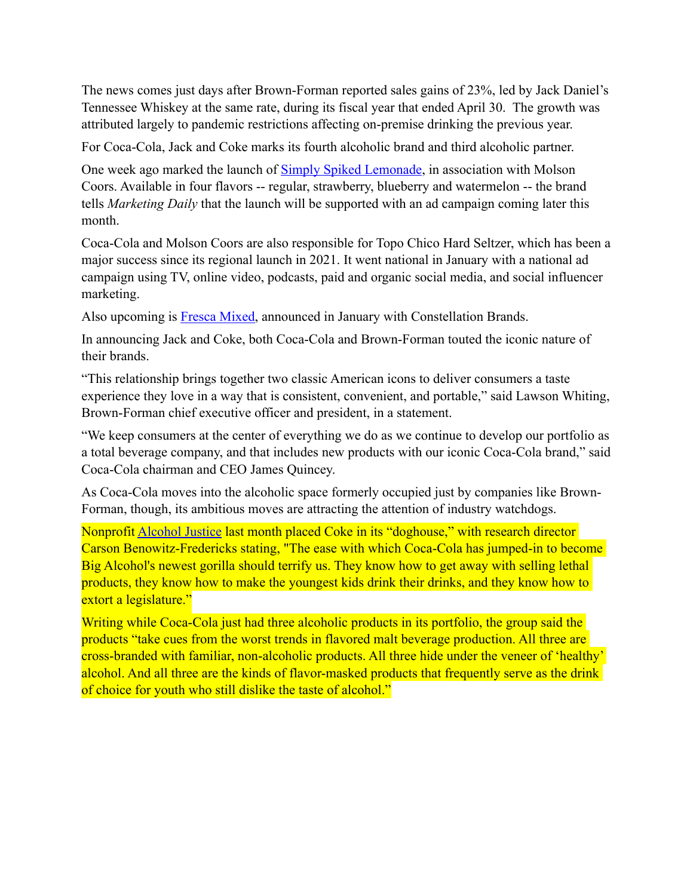The news comes just days after Brown-Forman reported sales gains of 23%, led by Jack Daniel's Tennessee Whiskey at the same rate, during its fiscal year that ended April 30. The growth was attributed largely to pandemic restrictions affecting on-premise drinking the previous year.

For Coca-Cola, Jack and Coke marks its fourth alcoholic brand and third alcoholic partner.

One week ago marked the launch of Simply Spiked Lemonade, in association with Molson Coors. Available in four flavors -- regular, strawberry, blueberry and watermelon -- the brand tells *Marketing Daily* that the launch will be supported with an ad campaign coming later this month.

Coca-Cola and Molson Coors are also responsible for Topo Chico Hard Seltzer, which has been a major success since its regional launch in 2021. It went national in January with a national ad campaign using TV, online video, podcasts, paid and organic social media, and social influencer marketing.

Also upcoming is Fresca Mixed, announced in January with Constellation Brands.

In announcing Jack and Coke, both Coca-Cola and Brown-Forman touted the iconic nature of their brands.

"This relationship brings together two classic American icons to deliver consumers a taste experience they love in a way that is consistent, convenient, and portable," said Lawson Whiting, Brown-Forman chief executive officer and president, in a statement.

"We keep consumers at the center of everything we do as we continue to develop our portfolio as a total beverage company, and that includes new products with our iconic Coca-Cola brand," said Coca-Cola chairman and CEO James Quincey.

As Coca-Cola moves into the alcoholic space formerly occupied just by companies like Brown-Forman, though, its ambitious moves are attracting the attention of industry watchdogs.

Nonprofit Alcohol Justice last month placed Coke in its "doghouse," with research director Carson Benowitz-Fredericks stating, "The ease with which Coca-Cola has jumped-in to become Big Alcohol's newest gorilla should terrify us. They know how to get away with selling lethal products, they know how to make the youngest kids drink their drinks, and they know how to extort a legislature."

Writing while Coca-Cola just had three alcoholic products in its portfolio, the group said the products "take cues from the worst trends in flavored malt beverage production. All three are cross-branded with familiar, non-alcoholic products. All three hide under the veneer of 'healthy' alcohol. And all three are the kinds of flavor-masked products that frequently serve as the drink of choice for youth who still dislike the taste of alcohol."